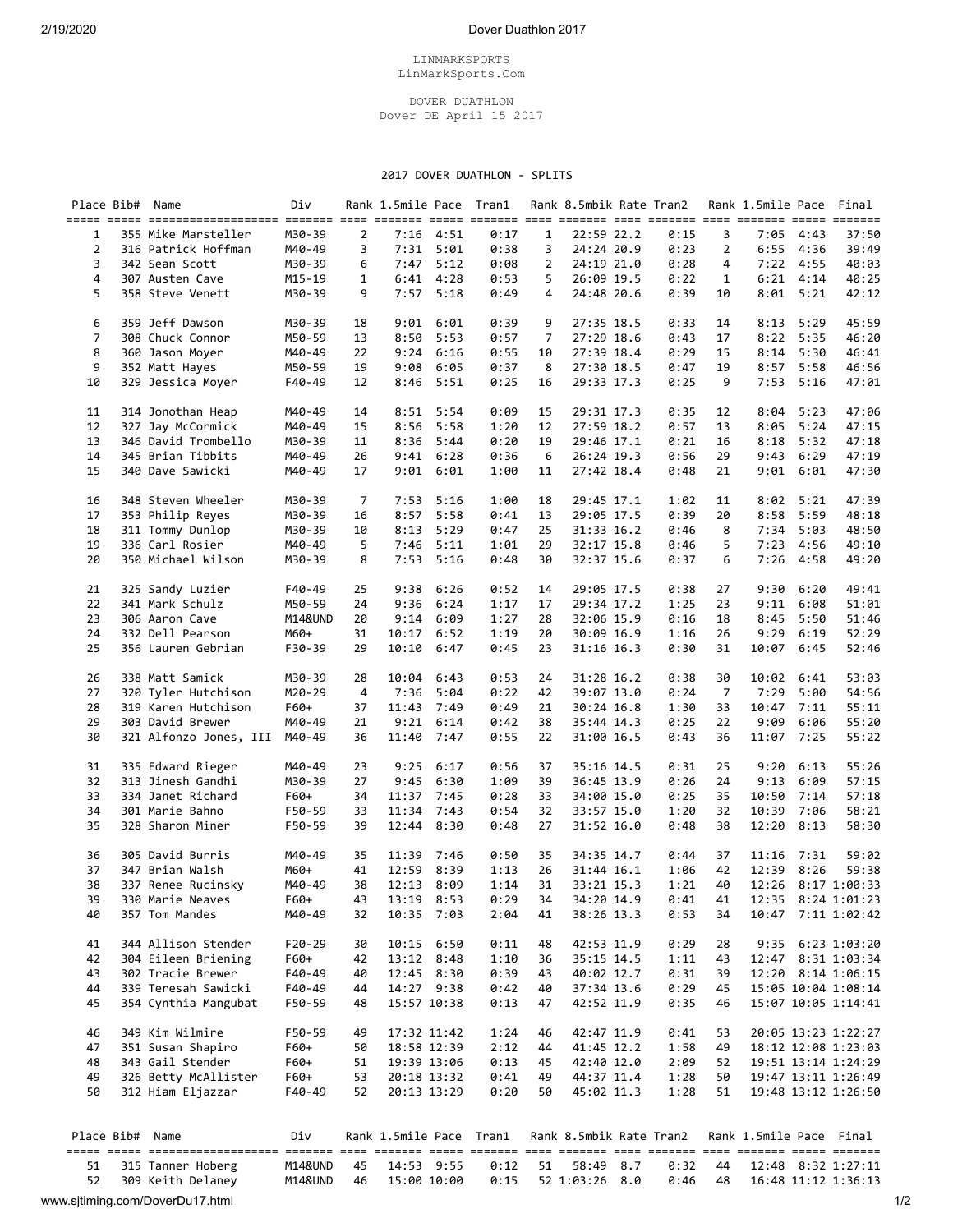LINMARKSPORTS
LinMarkSports.Com

DOVER DUATHLON
Dover DE April 15 2017

## 2017 DOVER DUATHLON - SPLITS

| Place | Bib# | Name | Div | Rank | 1.5mile | Pace | Tran1 | Rank | 8.5mbik | Rate | Tran2 | Rank | 1.5mile | Pace | Final |
|---|---|---|---|---|---|---|---|---|---|---|---|---|---|---|---|
| 1 | 355 | Mike Marsteller | M30-39 | 2 | 7:16 | 4:51 | 0:17 | 1 | 22:59 | 22.2 | 0:15 | 3 | 7:05 | 4:43 | 37:50 |
| 2 | 316 | Patrick Hoffman | M40-49 | 3 | 7:31 | 5:01 | 0:38 | 3 | 24:24 | 20.9 | 0:23 | 2 | 6:55 | 4:36 | 39:49 |
| 3 | 342 | Sean Scott | M30-39 | 6 | 7:47 | 5:12 | 0:08 | 2 | 24:19 | 21.0 | 0:28 | 4 | 7:22 | 4:55 | 40:03 |
| 4 | 307 | Austen Cave | M15-19 | 1 | 6:41 | 4:28 | 0:53 | 5 | 26:09 | 19.5 | 0:22 | 1 | 6:21 | 4:14 | 40:25 |
| 5 | 358 | Steve Venett | M30-39 | 9 | 7:57 | 5:18 | 0:49 | 4 | 24:48 | 20.6 | 0:39 | 10 | 8:01 | 5:21 | 42:12 |
| 6 | 359 | Jeff Dawson | M30-39 | 18 | 9:01 | 6:01 | 0:39 | 9 | 27:35 | 18.5 | 0:33 | 14 | 8:13 | 5:29 | 45:59 |
| 7 | 308 | Chuck Connor | M50-59 | 13 | 8:50 | 5:53 | 0:57 | 7 | 27:29 | 18.6 | 0:43 | 17 | 8:22 | 5:35 | 46:20 |
| 8 | 360 | Jason Moyer | M40-49 | 22 | 9:24 | 6:16 | 0:55 | 10 | 27:39 | 18.4 | 0:29 | 15 | 8:14 | 5:30 | 46:41 |
| 9 | 352 | Matt Hayes | M50-59 | 19 | 9:08 | 6:05 | 0:37 | 8 | 27:30 | 18.5 | 0:47 | 19 | 8:57 | 5:58 | 46:56 |
| 10 | 329 | Jessica Moyer | F40-49 | 12 | 8:46 | 5:51 | 0:25 | 16 | 29:33 | 17.3 | 0:25 | 9 | 7:53 | 5:16 | 47:01 |
| 11 | 314 | Jonothan Heap | M40-49 | 14 | 8:51 | 5:54 | 0:09 | 15 | 29:31 | 17.3 | 0:35 | 12 | 8:04 | 5:23 | 47:06 |
| 12 | 327 | Jay McCormick | M40-49 | 15 | 8:56 | 5:58 | 1:20 | 12 | 27:59 | 18.2 | 0:57 | 13 | 8:05 | 5:24 | 47:15 |
| 13 | 346 | David Trombello | M30-39 | 11 | 8:36 | 5:44 | 0:20 | 19 | 29:46 | 17.1 | 0:21 | 16 | 8:18 | 5:32 | 47:18 |
| 14 | 345 | Brian Tibbits | M40-49 | 26 | 9:41 | 6:28 | 0:36 | 6 | 26:24 | 19.3 | 0:56 | 29 | 9:43 | 6:29 | 47:19 |
| 15 | 340 | Dave Sawicki | M40-49 | 17 | 9:01 | 6:01 | 1:00 | 11 | 27:42 | 18.4 | 0:48 | 21 | 9:01 | 6:01 | 47:30 |
| 16 | 348 | Steven Wheeler | M30-39 | 7 | 7:53 | 5:16 | 1:00 | 18 | 29:45 | 17.1 | 1:02 | 11 | 8:02 | 5:21 | 47:39 |
| 17 | 353 | Philip Reyes | M30-39 | 16 | 8:57 | 5:58 | 0:41 | 13 | 29:05 | 17.5 | 0:39 | 20 | 8:58 | 5:59 | 48:18 |
| 18 | 311 | Tommy Dunlop | M30-39 | 10 | 8:13 | 5:29 | 0:47 | 25 | 31:33 | 16.2 | 0:46 | 8 | 7:34 | 5:03 | 48:50 |
| 19 | 336 | Carl Rosier | M40-49 | 5 | 7:46 | 5:11 | 1:01 | 29 | 32:17 | 15.8 | 0:46 | 5 | 7:23 | 4:56 | 49:10 |
| 20 | 350 | Michael Wilson | M30-39 | 8 | 7:53 | 5:16 | 0:48 | 30 | 32:37 | 15.6 | 0:37 | 6 | 7:26 | 4:58 | 49:20 |
| 21 | 325 | Sandy Luzier | F40-49 | 25 | 9:38 | 6:26 | 0:52 | 14 | 29:05 | 17.5 | 0:38 | 27 | 9:30 | 6:20 | 49:41 |
| 22 | 341 | Mark Schulz | M50-59 | 24 | 9:36 | 6:24 | 1:17 | 17 | 29:34 | 17.2 | 1:25 | 23 | 9:11 | 6:08 | 51:01 |
| 23 | 306 | Aaron Cave | M14&UND | 20 | 9:14 | 6:09 | 1:27 | 28 | 32:06 | 15.9 | 0:16 | 18 | 8:45 | 5:50 | 51:46 |
| 24 | 332 | Dell Pearson | M60+ | 31 | 10:17 | 6:52 | 1:19 | 20 | 30:09 | 16.9 | 1:16 | 26 | 9:29 | 6:19 | 52:29 |
| 25 | 356 | Lauren Gebrian | F30-39 | 29 | 10:10 | 6:47 | 0:45 | 23 | 31:16 | 16.3 | 0:30 | 31 | 10:07 | 6:45 | 52:46 |
| 26 | 338 | Matt Samick | M30-39 | 28 | 10:04 | 6:43 | 0:53 | 24 | 31:28 | 16.2 | 0:38 | 30 | 10:02 | 6:41 | 53:03 |
| 27 | 320 | Tyler Hutchison | M20-29 | 4 | 7:36 | 5:04 | 0:22 | 42 | 39:07 | 13.0 | 0:24 | 7 | 7:29 | 5:00 | 54:56 |
| 28 | 319 | Karen Hutchison | F60+ | 37 | 11:43 | 7:49 | 0:49 | 21 | 30:24 | 16.8 | 1:30 | 33 | 10:47 | 7:11 | 55:11 |
| 29 | 303 | David Brewer | M40-49 | 21 | 9:21 | 6:14 | 0:42 | 38 | 35:44 | 14.3 | 0:25 | 22 | 9:09 | 6:06 | 55:20 |
| 30 | 321 | Alfonzo Jones, III | M40-49 | 36 | 11:40 | 7:47 | 0:55 | 22 | 31:00 | 16.5 | 0:43 | 36 | 11:07 | 7:25 | 55:22 |
| 31 | 335 | Edward Rieger | M40-49 | 23 | 9:25 | 6:17 | 0:56 | 37 | 35:16 | 14.5 | 0:31 | 25 | 9:20 | 6:13 | 55:26 |
| 32 | 313 | Jinesh Gandhi | M30-39 | 27 | 9:45 | 6:30 | 1:09 | 39 | 36:45 | 13.9 | 0:26 | 24 | 9:13 | 6:09 | 57:15 |
| 33 | 334 | Janet Richard | F60+ | 34 | 11:37 | 7:45 | 0:28 | 33 | 34:00 | 15.0 | 0:25 | 35 | 10:50 | 7:14 | 57:18 |
| 34 | 301 | Marie Bahno | F50-59 | 33 | 11:34 | 7:43 | 0:54 | 32 | 33:57 | 15.0 | 1:20 | 32 | 10:39 | 7:06 | 58:21 |
| 35 | 328 | Sharon Miner | F50-59 | 39 | 12:44 | 8:30 | 0:48 | 27 | 31:52 | 16.0 | 0:48 | 38 | 12:20 | 8:13 | 58:30 |
| 36 | 305 | David Burris | M40-49 | 35 | 11:39 | 7:46 | 0:50 | 35 | 34:35 | 14.7 | 0:44 | 37 | 11:16 | 7:31 | 59:02 |
| 37 | 347 | Brian Walsh | M60+ | 41 | 12:59 | 8:39 | 1:13 | 26 | 31:44 | 16.1 | 1:06 | 42 | 12:39 | 8:26 | 59:38 |
| 38 | 337 | Renee Rucinsky | M40-49 | 38 | 12:13 | 8:09 | 1:14 | 31 | 33:21 | 15.3 | 1:21 | 40 | 12:26 | 8:17 | 1:00:33 |
| 39 | 330 | Marie Neaves | F60+ | 43 | 13:19 | 8:53 | 0:29 | 34 | 34:20 | 14.9 | 0:41 | 41 | 12:35 | 8:24 | 1:01:23 |
| 40 | 357 | Tom Mandes | M40-49 | 32 | 10:35 | 7:03 | 2:04 | 41 | 38:26 | 13.3 | 0:53 | 34 | 10:47 | 7:11 | 1:02:42 |
| 41 | 344 | Allison Stender | F20-29 | 30 | 10:15 | 6:50 | 0:11 | 48 | 42:53 | 11.9 | 0:29 | 28 | 9:35 | 6:23 | 1:03:20 |
| 42 | 304 | Eileen Briening | F60+ | 42 | 13:12 | 8:48 | 1:10 | 36 | 35:15 | 14.5 | 1:11 | 43 | 12:47 | 8:31 | 1:03:34 |
| 43 | 302 | Tracie Brewer | F40-49 | 40 | 12:45 | 8:30 | 0:39 | 43 | 40:02 | 12.7 | 0:31 | 39 | 12:20 | 8:14 | 1:06:15 |
| 44 | 339 | Teresah Sawicki | F40-49 | 44 | 14:27 | 9:38 | 0:42 | 40 | 37:34 | 13.6 | 0:29 | 45 | 15:05 | 10:04 | 1:08:14 |
| 45 | 354 | Cynthia Mangubat | F50-59 | 48 | 15:57 | 10:38 | 0:13 | 47 | 42:52 | 11.9 | 0:35 | 46 | 15:07 | 10:05 | 1:14:41 |
| 46 | 349 | Kim Wilmire | F50-59 | 49 | 17:32 | 11:42 | 1:24 | 46 | 42:47 | 11.9 | 0:41 | 53 | 20:05 | 13:23 | 1:22:27 |
| 47 | 351 | Susan Shapiro | F60+ | 50 | 18:58 | 12:39 | 2:12 | 44 | 41:45 | 12.2 | 1:58 | 49 | 18:12 | 12:08 | 1:23:03 |
| 48 | 343 | Gail Stender | F60+ | 51 | 19:39 | 13:06 | 0:13 | 45 | 42:40 | 12.0 | 2:09 | 52 | 19:51 | 13:14 | 1:24:29 |
| 49 | 326 | Betty McAllister | F60+ | 53 | 20:18 | 13:32 | 0:41 | 49 | 44:37 | 11.4 | 1:28 | 50 | 19:47 | 13:11 | 1:26:49 |
| 50 | 312 | Hiam Eljazzar | F40-49 | 52 | 20:13 | 13:29 | 0:20 | 50 | 45:02 | 11.3 | 1:28 | 51 | 19:48 | 13:12 | 1:26:50 |

| Place | Bib# | Name | Div | Rank | 1.5mile | Pace | Tran1 | Rank | 8.5mbik | Rate | Tran2 | Rank | 1.5mile | Pace | Final |
|---|---|---|---|---|---|---|---|---|---|---|---|---|---|---|---|
| 51 | 315 | Tanner Hoberg | M14&UND | 45 | 14:53 | 9:55 | 0:12 | 51 | 58:49 | 8.7 | 0:32 | 44 | 12:48 | 8:32 | 1:27:11 |
| 52 | 309 | Keith Delaney | M14&UND | 46 | 15:00 | 10:00 | 0:15 | 52 | 1:03:26 | 8.0 | 0:46 | 48 | 16:48 | 11:12 | 1:36:13 |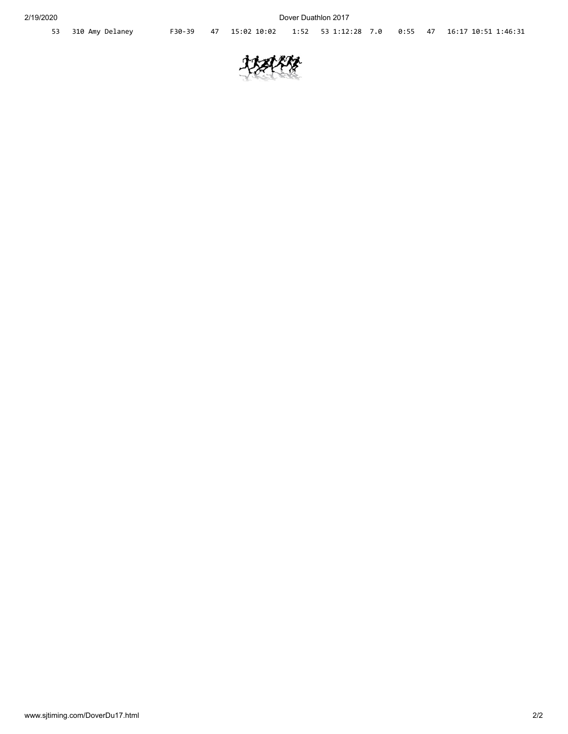```
   53   310 Amy Delaney         F30-39    47   15:02 10:02    1:52   53 1:12:28  7.0    0:55   47   16:17 10:51 1:46:31
```